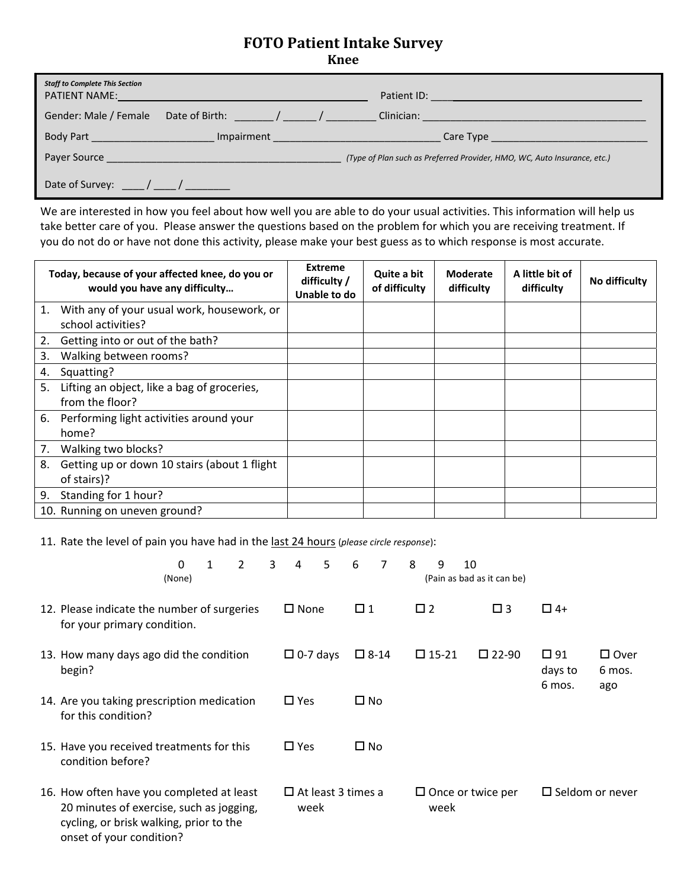# FOTO Patient Intake Survey

## Knee

*Staff to Complete This Section*

PATIENT NAME:_______________________________________ Patient ID: ________________________________

Gender: Male / Female Date of Birth: _______ / ______ / ________ Clinician: _______________________________________

Body Part _____________________ Impairment _____________________________ Care Type ___________________________

Payer Source __________________________________________ *(Type of Plan such as Preferred Provider, HMO, WC, Auto Insurance, etc.)*

Date of Survey: ____ / ____ / ________

We are interested in how you feel about how well you are able to do your usual activities. This information will help us take better care of you. Please answer the questions based on the problem for which you are receiving treatment. If you do not do or have not done this activity, please make your best guess as to which response is most accurate.

| Today, because of your affected knee, do you or would you have any difficulty… | Extreme difficulty / Unable to do | Quite a bit of difficulty | Moderate difficulty | A little bit of difficulty | No difficulty |
|---|---|---|---|---|---|
| 1. With any of your usual work, housework, or school activities? | | | | | |
| 2. Getting into or out of the bath? | | | | | |
| 3. Walking between rooms? | | | | | |
| 4. Squatting? | | | | | |
| 5. Lifting an object, like a bag of groceries, from the floor? | | | | | |
| 6. Performing light activities around your home? | | | | | |
| 7. Walking two blocks? | | | | | |
| 8. Getting up or down 10 stairs (about 1 flight of stairs)? | | | | | |
| 9. Standing for 1 hour? | | | | | |
| 10. Running on uneven ground? | | | | | |

11. Rate the level of pain you have had in the last 24 hours (*please circle response*):

0 1 2 3 4 5 6 7 8 9 10

(None) (Pain as bad as it can be)

12. Please indicate the number of surgeries for your primary condition.
    ☐ None ☐ 1 ☐ 2 ☐ 3 ☐ 4+

13. How many days ago did the condition begin?
    ☐ 0-7 days ☐ 8-14 ☐ 15-21 ☐ 22-90 ☐ 91 days to 6 mos. ☐ Over 6 mos. ago

14. Are you taking prescription medication for this condition?
    ☐ Yes ☐ No

15. Have you received treatments for this condition before?
    ☐ Yes ☐ No

16. How often have you completed at least 20 minutes of exercise, such as jogging, cycling, or brisk walking, prior to the onset of your condition?
    ☐ At least 3 times a week ☐ Once or twice per week ☐ Seldom or never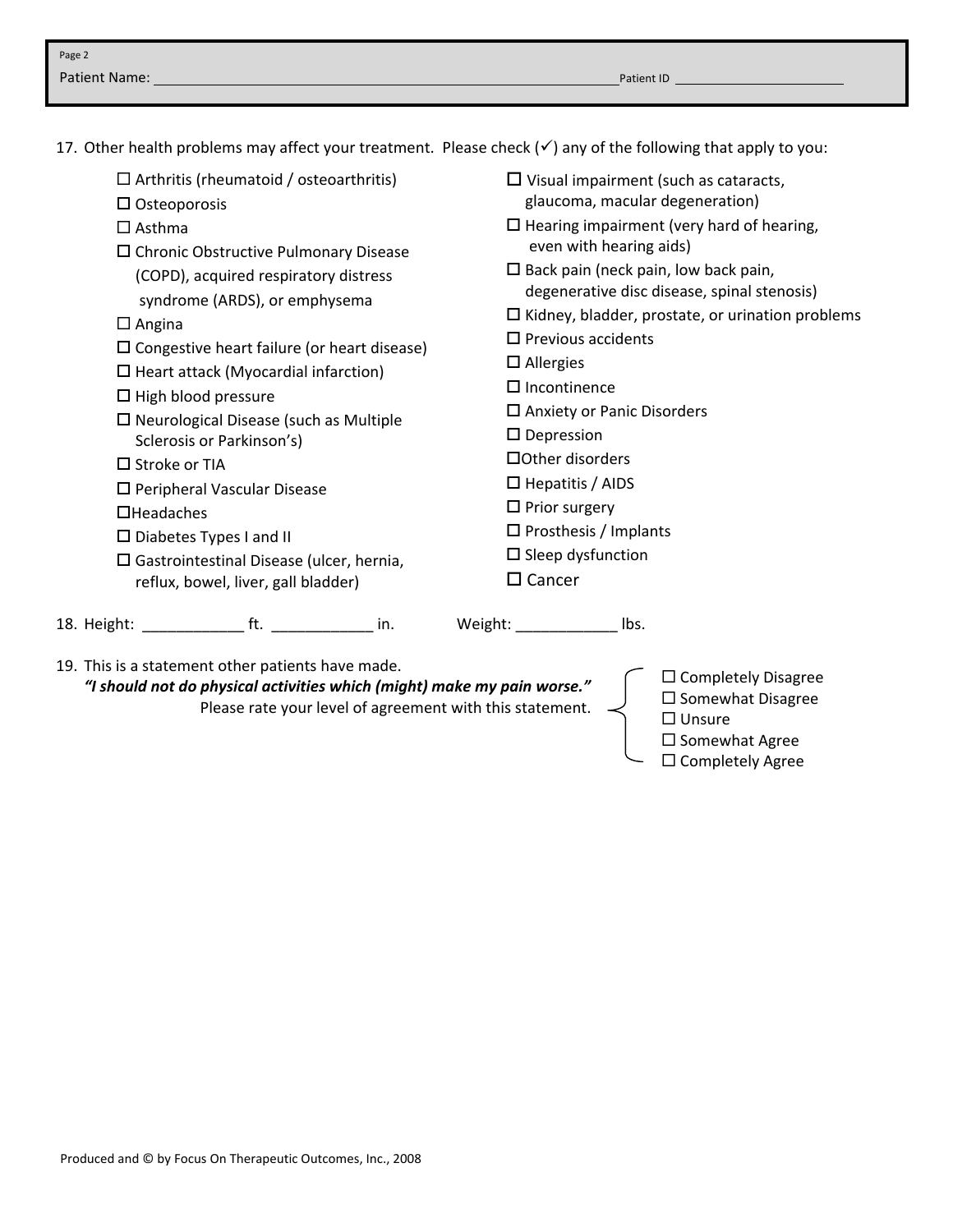Page 2

Patient Name: ______________________________________________ Patient ID ____________________

17. Other health problems may affect your treatment. Please check (✓) any of the following that apply to you:

- ☐ Arthritis (rheumatoid / osteoarthritis)
- ☐ Osteoporosis
- ☐ Asthma
- ☐ Chronic Obstructive Pulmonary Disease (COPD), acquired respiratory distress syndrome (ARDS), or emphysema
- ☐ Angina
- ☐ Congestive heart failure (or heart disease)
- ☐ Heart attack (Myocardial infarction)
- ☐ High blood pressure
- ☐ Neurological Disease (such as Multiple Sclerosis or Parkinson's)
- ☐ Stroke or TIA
- ☐ Peripheral Vascular Disease
- ☐ Headaches
- ☐ Diabetes Types I and II
- ☐ Gastrointestinal Disease (ulcer, hernia, reflux, bowel, liver, gall bladder)
- ☐ Visual impairment (such as cataracts, glaucoma, macular degeneration)
- ☐ Hearing impairment (very hard of hearing, even with hearing aids)
- ☐ Back pain (neck pain, low back pain, degenerative disc disease, spinal stenosis)
- ☐ Kidney, bladder, prostate, or urination problems
- ☐ Previous accidents
- ☐ Allergies
- ☐ Incontinence
- ☐ Anxiety or Panic Disorders
- ☐ Depression
- ☐ Other disorders
- ☐ Hepatitis / AIDS
- ☐ Prior surgery
- ☐ Prosthesis / Implants
- ☐ Sleep dysfunction
- ☐ Cancer

18. Height: ____________ ft. ____________ in. Weight: ____________ lbs.

19. This is a statement other patients have made.
***"I should not do physical activities which (might) make my pain worse."***
Please rate your level of agreement with this statement.

- ☐ Completely Disagree
- ☐ Somewhat Disagree
- ☐ Unsure
- ☐ Somewhat Agree
- ☐ Completely Agree

Produced and © by Focus On Therapeutic Outcomes, Inc., 2008